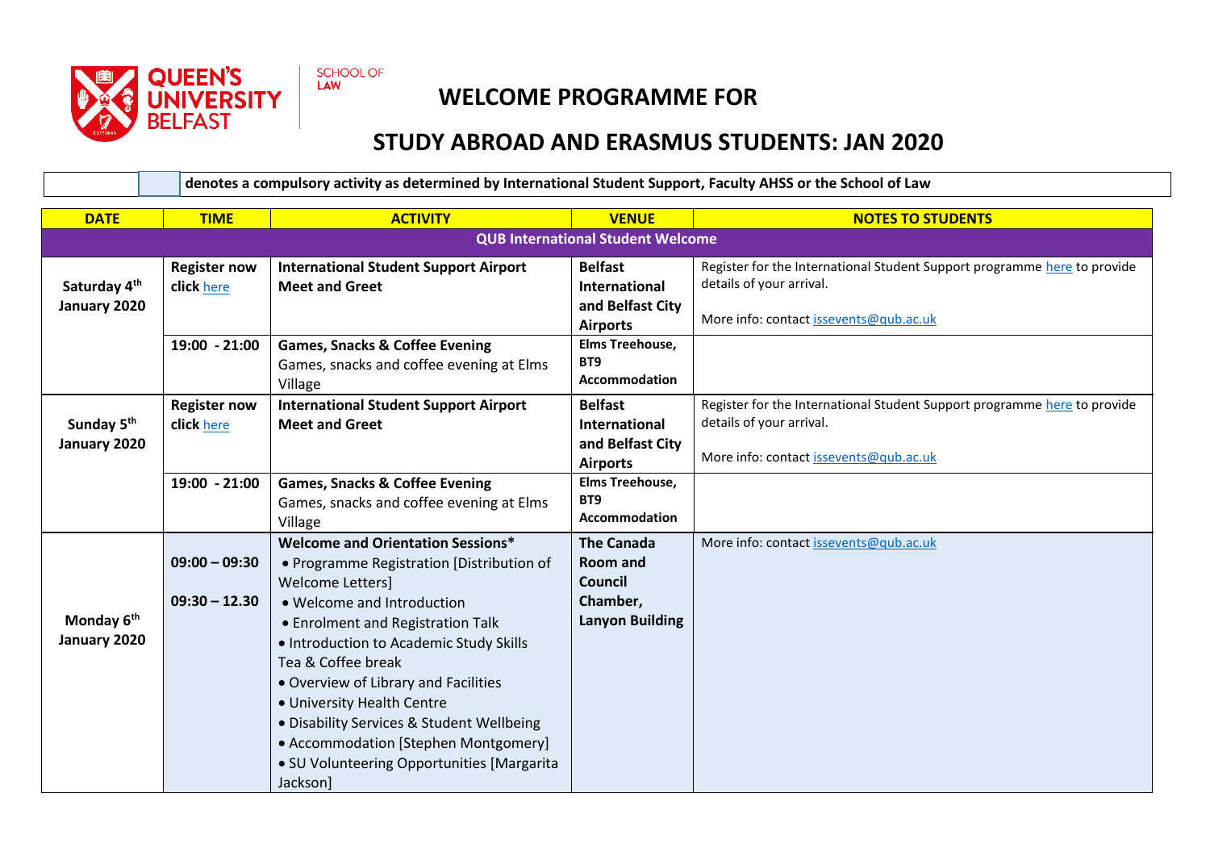QUEEN'S UNIVERSITY BELFAST | SCHOOL OF LAW

# WELCOME PROGRAMME FOR

# STUDY ABROAD AND ERASMUS STUDENTS: JAN 2020

| | | denotes a compulsory activity as determined by International Student Support, Faculty AHSS or the School of Law |
|---|---|---|

| DATE | TIME | ACTIVITY | VENUE | NOTES TO STUDENTS |
|---|---|---|---|---|
| **QUB International Student Welcome** | | | | |
| **Saturday 4th January 2020** | **Register now click** here | **International Student Support Airport Meet and Greet** | **Belfast International and Belfast City Airports** | Register for the International Student Support programme here to provide details of your arrival.<br><br>More info: contact issevents@qub.ac.uk |
| | **19:00 - 21:00** | **Games, Snacks & Coffee Evening**<br>Games, snacks and coffee evening at Elms Village | **Elms Treehouse, BT9 Accommodation** | |
| **Sunday 5th January 2020** | **Register now click** here | **International Student Support Airport Meet and Greet** | **Belfast International and Belfast City Airports** | Register for the International Student Support programme here to provide details of your arrival.<br><br>More info: contact issevents@qub.ac.uk |
| | **19:00 - 21:00** | **Games, Snacks & Coffee Evening**<br>Games, snacks and coffee evening at Elms Village | **Elms Treehouse, BT9 Accommodation** | |
| **Monday 6th January 2020** | **09:00 – 09:30**<br><br>**09:30 – 12.30** | **Welcome and Orientation Sessions***<br>• Programme Registration [Distribution of Welcome Letters]<br>• Welcome and Introduction<br>• Enrolment and Registration Talk<br>• Introduction to Academic Study Skills<br>Tea & Coffee break<br>• Overview of Library and Facilities<br>• University Health Centre<br>• Disability Services & Student Wellbeing<br>• Accommodation [Stephen Montgomery]<br>• SU Volunteering Opportunities [Margarita Jackson] | **The Canada Room and Council Chamber, Lanyon Building** | More info: contact issevents@qub.ac.uk |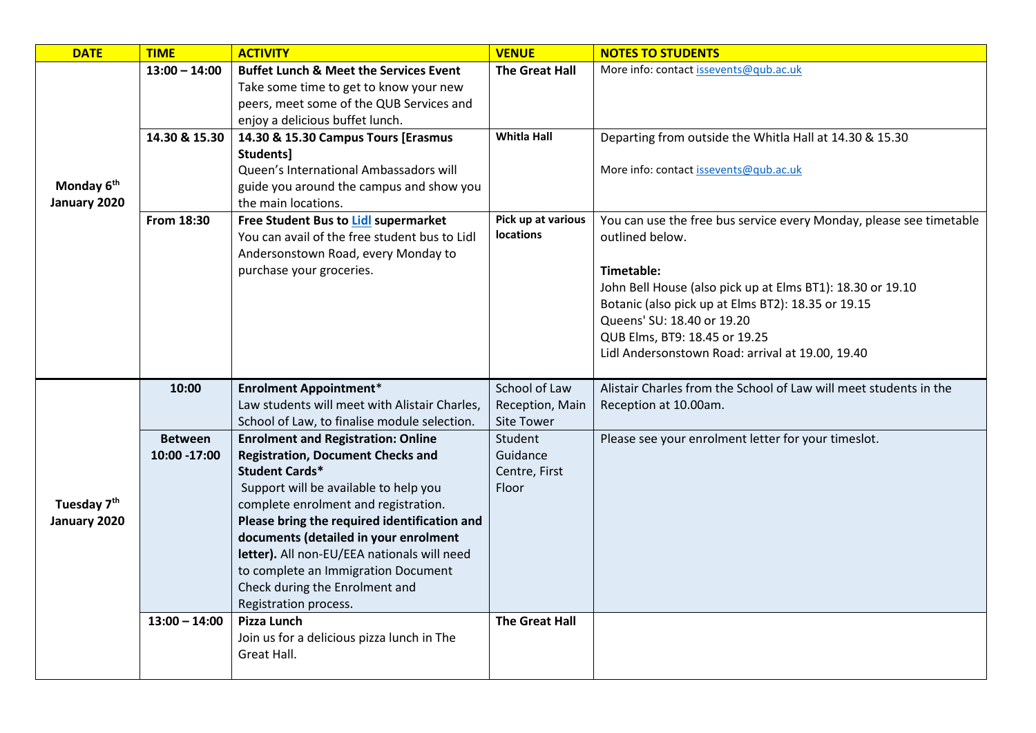| DATE | TIME | ACTIVITY | VENUE | NOTES TO STUDENTS |
|---|---|---|---|---|
| Monday 6th January 2020 | **13:00 – 14:00** | **Buffet Lunch & Meet the Services Event** Take some time to get to know your new peers, meet some of the QUB Services and enjoy a delicious buffet lunch. | **The Great Hall** | More info: contact issevents@qub.ac.uk |
| | **14.30 & 15.30** | **14.30 & 15.30 Campus Tours [Erasmus Students]** Queen's International Ambassadors will guide you around the campus and show you the main locations. | **Whitla Hall** | Departing from outside the Whitla Hall at 14.30 & 15.30<br><br>More info: contact issevents@qub.ac.uk |
| | **From 18:30** | **Free Student Bus to Lidl supermarket** You can avail of the free student bus to Lidl Andersonstown Road, every Monday to purchase your groceries. | **Pick up at various locations** | You can use the free bus service every Monday, please see timetable outlined below.<br><br>**Timetable:**<br>John Bell House (also pick up at Elms BT1): 18.30 or 19.10<br>Botanic (also pick up at Elms BT2): 18.35 or 19.15<br>Queens' SU: 18.40 or 19.20<br>QUB Elms, BT9: 18.45 or 19.25<br>Lidl Andersonstown Road: arrival at 19.00, 19.40 |
| Tuesday 7th January 2020 | **10:00** | **Enrolment Appointment*** Law students will meet with Alistair Charles, School of Law, to finalise module selection. | School of Law Reception, Main Site Tower | Alistair Charles from the School of Law will meet students in the Reception at 10.00am. |
| | **Between 10:00 -17:00** | **Enrolment and Registration: Online Registration, Document Checks and Student Cards*** Support will be available to help you complete enrolment and registration. **Please bring the required identification and documents (detailed in your enrolment letter).** All non-EU/EEA nationals will need to complete an Immigration Document Check during the Enrolment and Registration process. | Student Guidance Centre, First Floor | Please see your enrolment letter for your timeslot. |
| | **13:00 – 14:00** | **Pizza Lunch** Join us for a delicious pizza lunch in The Great Hall. | **The Great Hall** | |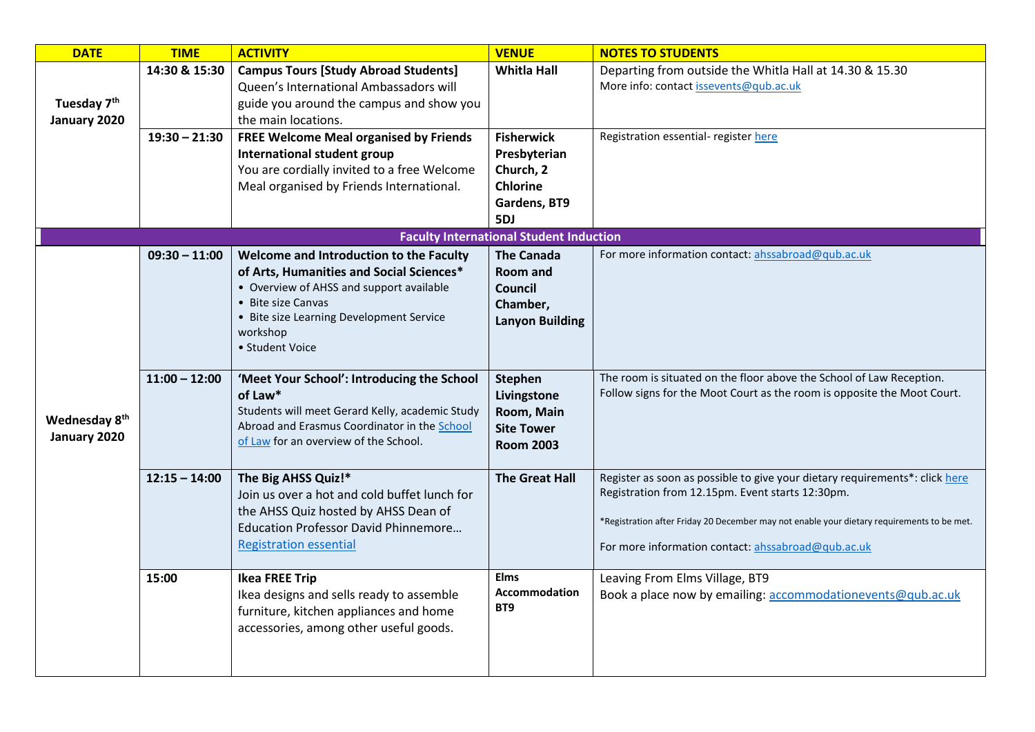| DATE | TIME | ACTIVITY | VENUE | NOTES TO STUDENTS |
| --- | --- | --- | --- | --- |
| Tuesday 7th January 2020 | 14:30 & 15:30 | **Campus Tours [Study Abroad Students]** Queen's International Ambassadors will guide you around the campus and show you the main locations. | **Whitla Hall** | Departing from outside the Whitla Hall at 14.30 & 15.30 More info: contact issevents@qub.ac.uk |
| | 19:30 – 21:30 | **FREE Welcome Meal organised by Friends International student group** You are cordially invited to a free Welcome Meal organised by Friends International. | **Fisherwick Presbyterian Church, 2 Chlorine Gardens, BT9 5DJ** | Registration essential- register here |
| **Faculty International Student Induction** | | | | |
| Wednesday 8th January 2020 | 09:30 – 11:00 | **Welcome and Introduction to the Faculty of Arts, Humanities and Social Sciences*** • Overview of AHSS and support available • Bite size Canvas • Bite size Learning Development Service workshop • Student Voice | **The Canada Room and Council Chamber, Lanyon Building** | For more information contact: ahssabroad@qub.ac.uk |
| | 11:00 – 12:00 | **'Meet Your School': Introducing the School of Law*** Students will meet Gerard Kelly, academic Study Abroad and Erasmus Coordinator in the School of Law for an overview of the School. | **Stephen Livingstone Room, Main Site Tower Room 2003** | The room is situated on the floor above the School of Law Reception. Follow signs for the Moot Court as the room is opposite the Moot Court. |
| | 12:15 – 14:00 | **The Big AHSS Quiz!*** Join us over a hot and cold buffet lunch for the AHSS Quiz hosted by AHSS Dean of Education Professor David Phinnemore… Registration essential | **The Great Hall** | Register as soon as possible to give your dietary requirements*: click here Registration from 12.15pm. Event starts 12:30pm. *Registration after Friday 20 December may not enable your dietary requirements to be met. For more information contact: ahssabroad@qub.ac.uk |
| | 15:00 | **Ikea FREE Trip** Ikea designs and sells ready to assemble furniture, kitchen appliances and home accessories, among other useful goods. | **Elms Accommodation BT9** | Leaving From Elms Village, BT9 Book a place now by emailing: accommodationevents@qub.ac.uk |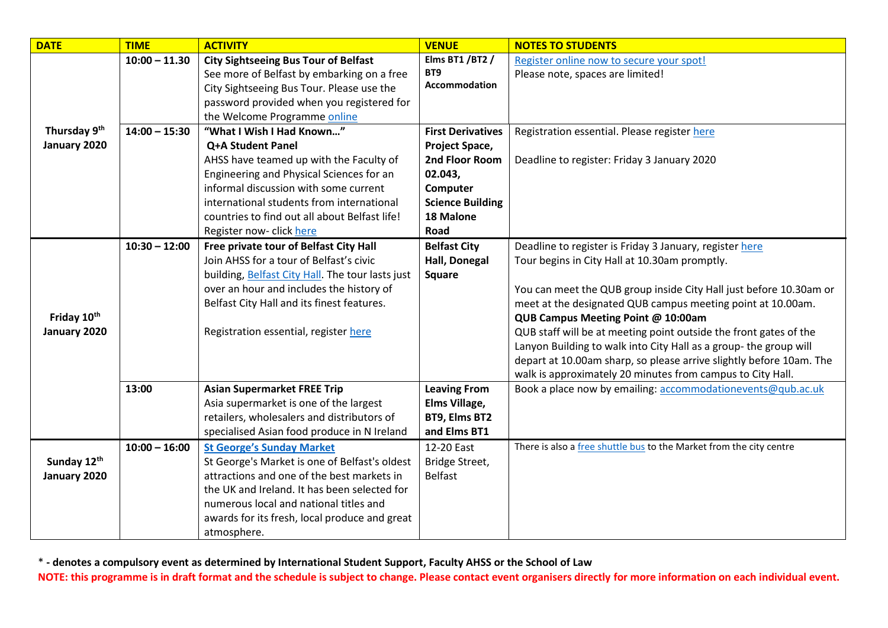| DATE | TIME | ACTIVITY | VENUE | NOTES TO STUDENTS |
|---|---|---|---|---|
| Thursday 9th January 2020 | 10:00 – 11.30 | **City Sightseeing Bus Tour of Belfast** See more of Belfast by embarking on a free City Sightseeing Bus Tour. Please use the password provided when you registered for the Welcome Programme online | **Elms BT1 /BT2 / BT9 Accommodation** | Register online now to secure your spot! Please note, spaces are limited! |
| | 14:00 – 15:30 | **"What I Wish I Had Known…" Q+A Student Panel** AHSS have teamed up with the Faculty of Engineering and Physical Sciences for an informal discussion with some current international students from international countries to find out all about Belfast life! Register now- click here | **First Derivatives Project Space, 2nd Floor Room 02.043, Computer Science Building 18 Malone Road** | Registration essential. Please register here<br><br>Deadline to register: Friday 3 January 2020 |
| Friday 10th January 2020 | 10:30 – 12:00 | **Free private tour of Belfast City Hall** Join AHSS for a tour of Belfast's civic building, Belfast City Hall. The tour lasts just over an hour and includes the history of Belfast City Hall and its finest features.<br><br>Registration essential, register here | **Belfast City Hall, Donegal Square** | Deadline to register is Friday 3 January, register here Tour begins in City Hall at 10.30am promptly.<br><br>You can meet the QUB group inside City Hall just before 10.30am or meet at the designated QUB campus meeting point at 10.00am. **QUB Campus Meeting Point @ 10:00am** QUB staff will be at meeting point outside the front gates of the Lanyon Building to walk into City Hall as a group- the group will depart at 10.00am sharp, so please arrive slightly before 10am. The walk is approximately 20 minutes from campus to City Hall. |
| | 13:00 | **Asian Supermarket FREE Trip** Asia supermarket is one of the largest retailers, wholesalers and distributors of specialised Asian food produce in N Ireland | **Leaving From Elms Village, BT9, Elms BT2 and Elms BT1** | Book a place now by emailing: accommodationevents@qub.ac.uk |
| Sunday 12th January 2020 | 10:00 – 16:00 | **St George's Sunday Market** St George's Market is one of Belfast's oldest attractions and one of the best markets in the UK and Ireland. It has been selected for numerous local and national titles and awards for its fresh, local produce and great atmosphere. | 12-20 East Bridge Street, Belfast | There is also a free shuttle bus to the Market from the city centre |

**\* - denotes a compulsory event as determined by International Student Support, Faculty AHSS or the School of Law**

**NOTE: this programme is in draft format and the schedule is subject to change. Please contact event organisers directly for more information on each individual event.**